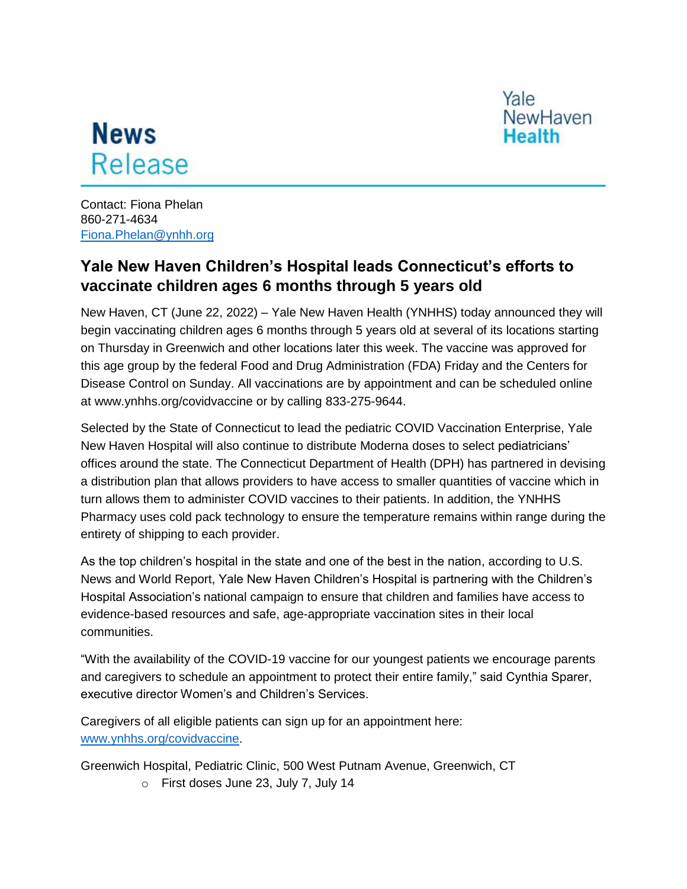# News Release

Yale NewHaven **Health**

Contact: Fiona Phelan
860-271-4634
Fiona.Phelan@ynhh.org

## Yale New Haven Children's Hospital leads Connecticut's efforts to vaccinate children ages 6 months through 5 years old

New Haven, CT (June 22, 2022) – Yale New Haven Health (YNHHS) today announced they will begin vaccinating children ages 6 months through 5 years old at several of its locations starting on Thursday in Greenwich and other locations later this week. The vaccine was approved for this age group by the federal Food and Drug Administration (FDA) Friday and the Centers for Disease Control on Sunday. All vaccinations are by appointment and can be scheduled online at www.ynhhs.org/covidvaccine or by calling 833-275-9644.

Selected by the State of Connecticut to lead the pediatric COVID Vaccination Enterprise, Yale New Haven Hospital will also continue to distribute Moderna doses to select pediatricians' offices around the state. The Connecticut Department of Health (DPH) has partnered in devising a distribution plan that allows providers to have access to smaller quantities of vaccine which in turn allows them to administer COVID vaccines to their patients. In addition, the YNHHS Pharmacy uses cold pack technology to ensure the temperature remains within range during the entirety of shipping to each provider.

As the top children's hospital in the state and one of the best in the nation, according to U.S. News and World Report, Yale New Haven Children's Hospital is partnering with the Children's Hospital Association's national campaign to ensure that children and families have access to evidence-based resources and safe, age-appropriate vaccination sites in their local communities.

"With the availability of the COVID-19 vaccine for our youngest patients we encourage parents and caregivers to schedule an appointment to protect their entire family," said Cynthia Sparer, executive director Women's and Children's Services.

Caregivers of all eligible patients can sign up for an appointment here: www.ynhhs.org/covidvaccine.

Greenwich Hospital, Pediatric Clinic, 500 West Putnam Avenue, Greenwich, CT

- First doses June 23, July 7, July 14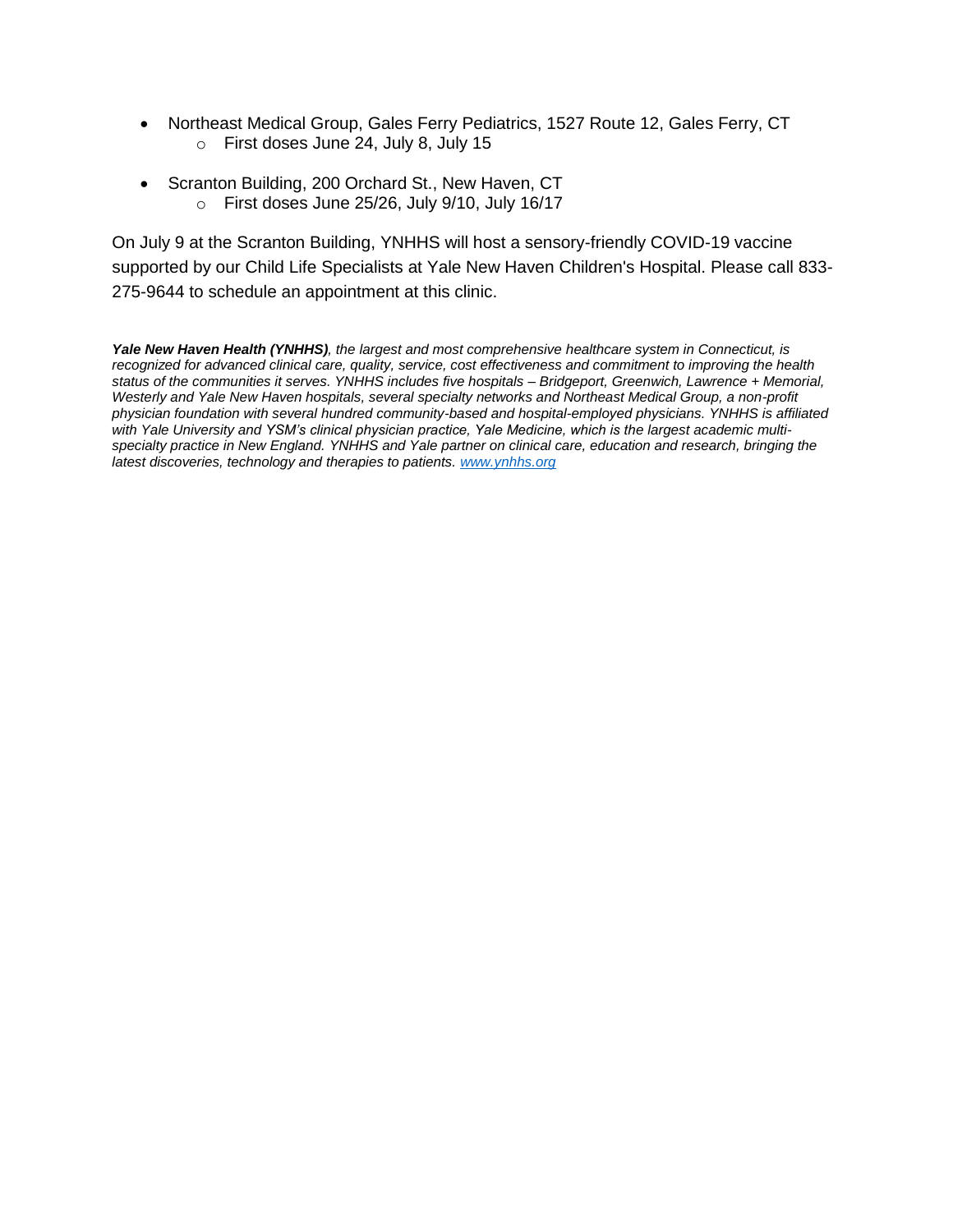- Northeast Medical Group, Gales Ferry Pediatrics, 1527 Route 12, Gales Ferry, CT
    - First doses June 24, July 8, July 15

- Scranton Building, 200 Orchard St., New Haven, CT
    - First doses June 25/26, July 9/10, July 16/17

On July 9 at the Scranton Building, YNHHS will host a sensory-friendly COVID-19 vaccine supported by our Child Life Specialists at Yale New Haven Children's Hospital. Please call 833-275-9644 to schedule an appointment at this clinic.

***Yale New Haven Health (YNHHS)****, the largest and most comprehensive healthcare system in Connecticut, is recognized for advanced clinical care, quality, service, cost effectiveness and commitment to improving the health status of the communities it serves. YNHHS includes five hospitals – Bridgeport, Greenwich, Lawrence + Memorial, Westerly and Yale New Haven hospitals, several specialty networks and Northeast Medical Group, a non-profit physician foundation with several hundred community-based and hospital-employed physicians. YNHHS is affiliated with Yale University and YSM's clinical physician practice, Yale Medicine, which is the largest academic multi-specialty practice in New England. YNHHS and Yale partner on clinical care, education and research, bringing the latest discoveries, technology and therapies to patients.* [*www.ynhhs.org*](http://www.ynhhs.org)